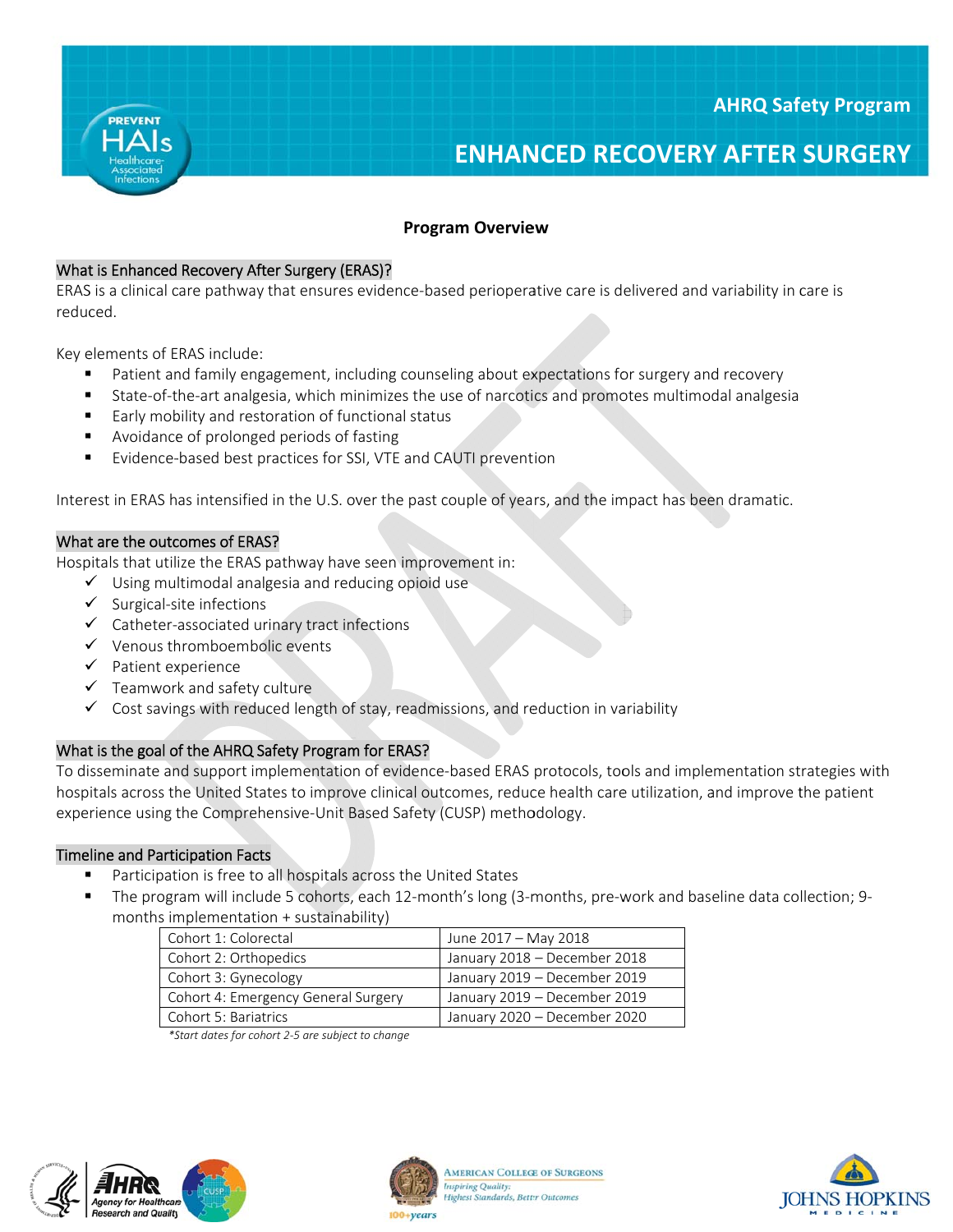AHRQ Safety Program

# ENHANCED RECOVERY AFTER SURGERY

## Program Overview

### What is Enhanced Recovery After Surgery (ERAS)?

ERAS is a clinical care pathway that ensures evidence-based perioperative care is delivered and variability in care is reduced.

Key elements of ERAS include:

- Patient and family engagement, including counseling about expectations for surgery and recovery
- State-of-the-art analgesia, which minimizes the use of narcotics and promotes multimodal analgesia
- Early mobility and restoration of functional status
- Avoidance of prolonged periods of fasting
- Evidence-based best practices for SSI, VTE and CAUTI prevention

Interest in ERAS has intensified in the U.S. over the past couple of years, and the impact has been dramatic.

### What are the outcomes of ERAS?

Hospitals that utilize the ERAS pathway have seen improvement in:

- ✓ Using multimodal analgesia and reducing opioid use
- ✓ Surgical-site infections
- ✓ Catheter-associated urinary tract infections
- ✓ Venous thromboembolic events
- ✓ Patient experience
- ✓ Teamwork and safety culture
- ✓ Cost savings with reduced length of stay, readmissions, and reduction in variability

### What is the goal of the AHRQ Safety Program for ERAS?

To disseminate and support implementation of evidence-based ERAS protocols, tools and implementation strategies with hospitals across the United States to improve clinical outcomes, reduce health care utilization, and improve the patient experience using the Comprehensive-Unit Based Safety (CUSP) methodology.

### Timeline and Participation Facts

- Participation is free to all hospitals across the United States
- The program will include 5 cohorts, each 12-month's long (3-months, pre-work and baseline data collection; 9-months implementation + sustainability)

| Cohort | Dates |
|---|---|
| Cohort 1: Colorectal | June 2017 – May 2018 |
| Cohort 2: Orthopedics | January 2018 – December 2018 |
| Cohort 3: Gynecology | January 2019 – December 2019 |
| Cohort 4: Emergency General Surgery | January 2019 – December 2019 |
| Cohort 5: Bariatrics | January 2020 – December 2020 |

*\*Start dates for cohort 2-5 are subject to change*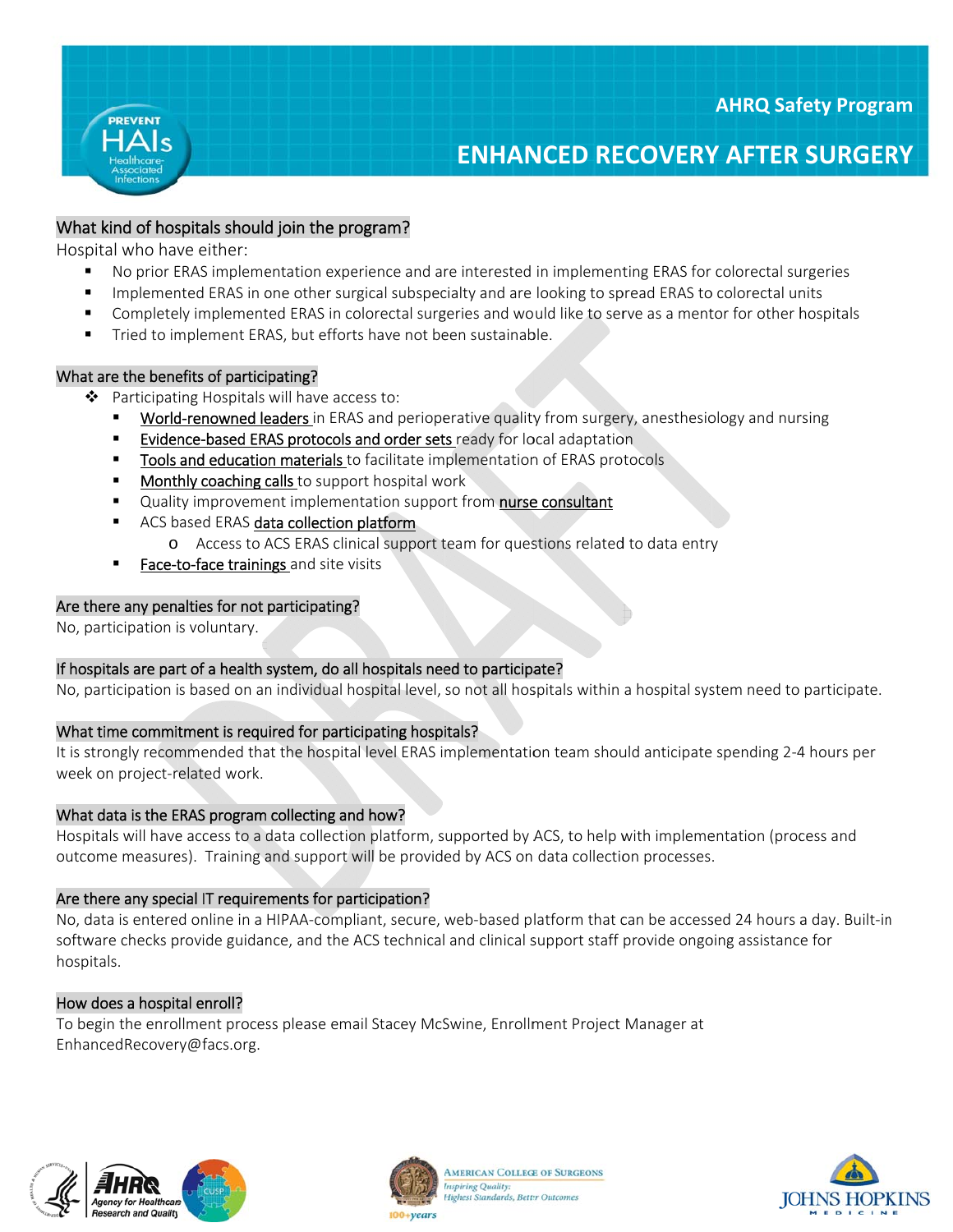AHRQ Safety Program

# ENHANCED RECOVERY AFTER SURGERY

## What kind of hospitals should join the program?

Hospital who have either:

- No prior ERAS implementation experience and are interested in implementing ERAS for colorectal surgeries
- Implemented ERAS in one other surgical subspecialty and are looking to spread ERAS to colorectal units
- Completely implemented ERAS in colorectal surgeries and would like to serve as a mentor for other hospitals
- Tried to implement ERAS, but efforts have not been sustainable.

## What are the benefits of participating?

- Participating Hospitals will have access to:
  - World-renowned leaders in ERAS and perioperative quality from surgery, anesthesiology and nursing
  - Evidence-based ERAS protocols and order sets ready for local adaptation
  - Tools and education materials to facilitate implementation of ERAS protocols
  - Monthly coaching calls to support hospital work
  - Quality improvement implementation support from nurse consultant
  - ACS based ERAS data collection platform
    - Access to ACS ERAS clinical support team for questions related to data entry
  - Face-to-face trainings and site visits

## Are there any penalties for not participating?

No, participation is voluntary.

## If hospitals are part of a health system, do all hospitals need to participate?

No, participation is based on an individual hospital level, so not all hospitals within a hospital system need to participate.

## What time commitment is required for participating hospitals?

It is strongly recommended that the hospital level ERAS implementation team should anticipate spending 2-4 hours per week on project-related work.

## What data is the ERAS program collecting and how?

Hospitals will have access to a data collection platform, supported by ACS, to help with implementation (process and outcome measures). Training and support will be provided by ACS on data collection processes.

## Are there any special IT requirements for participation?

No, data is entered online in a HIPAA-compliant, secure, web-based platform that can be accessed 24 hours a day. Built-in software checks provide guidance, and the ACS technical and clinical support staff provide ongoing assistance for hospitals.

## How does a hospital enroll?

To begin the enrollment process please email Stacey McSwine, Enrollment Project Manager at EnhancedRecovery@facs.org.